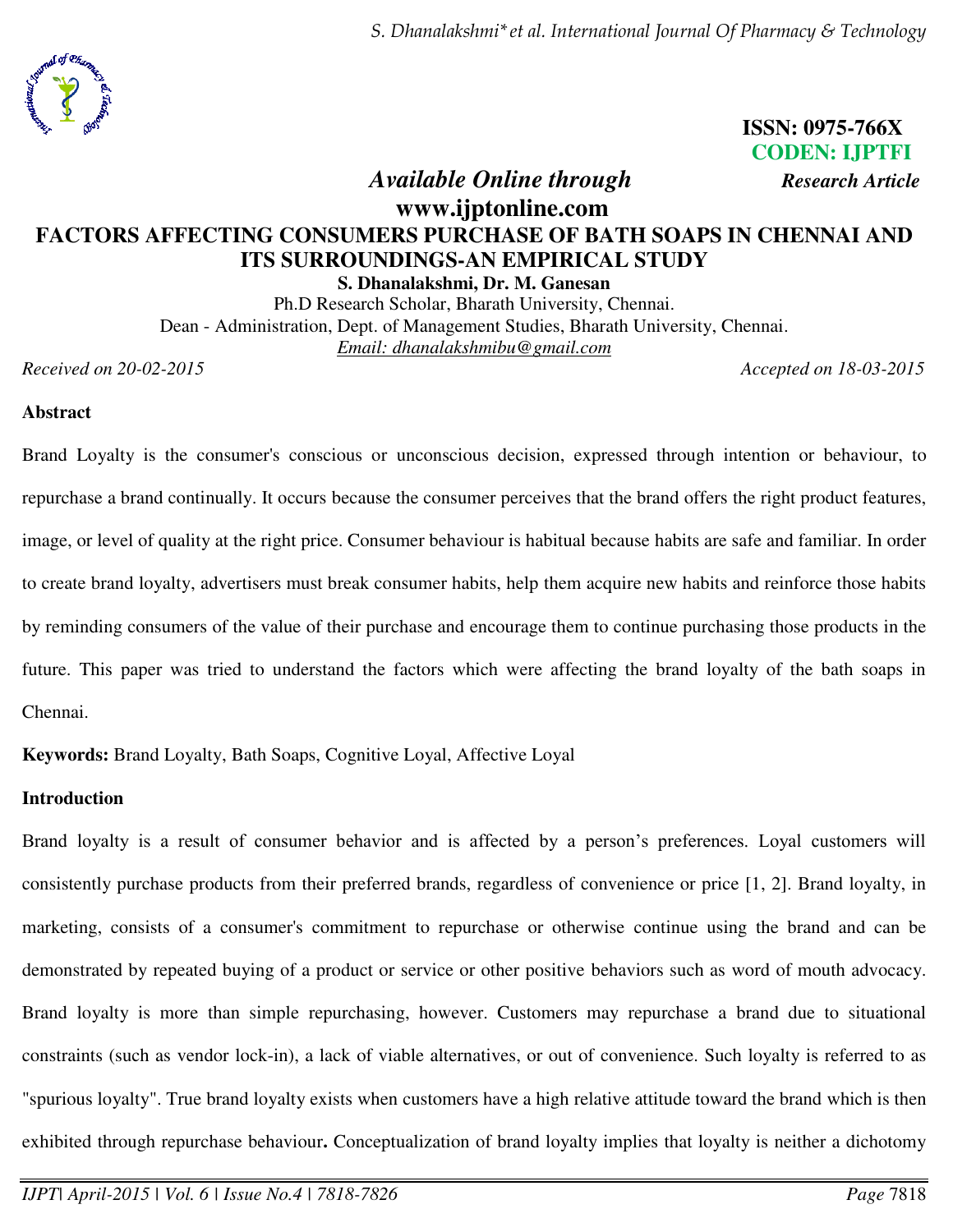ISSN: 0975-766X
CODEN: IJPTFI

*Available Online through* **www.ijptonline.com**

***Research Article***

# FACTORS AFFECTING CONSUMERS PURCHASE OF BATH SOAPS IN CHENNAI AND ITS SURROUNDINGS-AN EMPIRICAL STUDY

**S. Dhanalakshmi, Dr. M. Ganesan**

Ph.D Research Scholar, Bharath University, Chennai.
Dean - Administration, Dept. of Management Studies, Bharath University, Chennai.
Email: dhanalakshmibu@gmail.com

*Received on 20-02-2015* *Accepted on 18-03-2015*

## Abstract

Brand Loyalty is the consumer's conscious or unconscious decision, expressed through intention or behaviour, to repurchase a brand continually. It occurs because the consumer perceives that the brand offers the right product features, image, or level of quality at the right price. Consumer behaviour is habitual because habits are safe and familiar. In order to create brand loyalty, advertisers must break consumer habits, help them acquire new habits and reinforce those habits by reminding consumers of the value of their purchase and encourage them to continue purchasing those products in the future. This paper was tried to understand the factors which were affecting the brand loyalty of the bath soaps in Chennai.

**Keywords:** Brand Loyalty, Bath Soaps, Cognitive Loyal, Affective Loyal

## Introduction

Brand loyalty is a result of consumer behavior and is affected by a person's preferences. Loyal customers will consistently purchase products from their preferred brands, regardless of convenience or price [1, 2]. Brand loyalty, in marketing, consists of a consumer's commitment to repurchase or otherwise continue using the brand and can be demonstrated by repeated buying of a product or service or other positive behaviors such as word of mouth advocacy. Brand loyalty is more than simple repurchasing, however. Customers may repurchase a brand due to situational constraints (such as vendor lock-in), a lack of viable alternatives, or out of convenience. Such loyalty is referred to as "spurious loyalty". True brand loyalty exists when customers have a high relative attitude toward the brand which is then exhibited through repurchase behaviour**.** Conceptualization of brand loyalty implies that loyalty is neither a dichotomy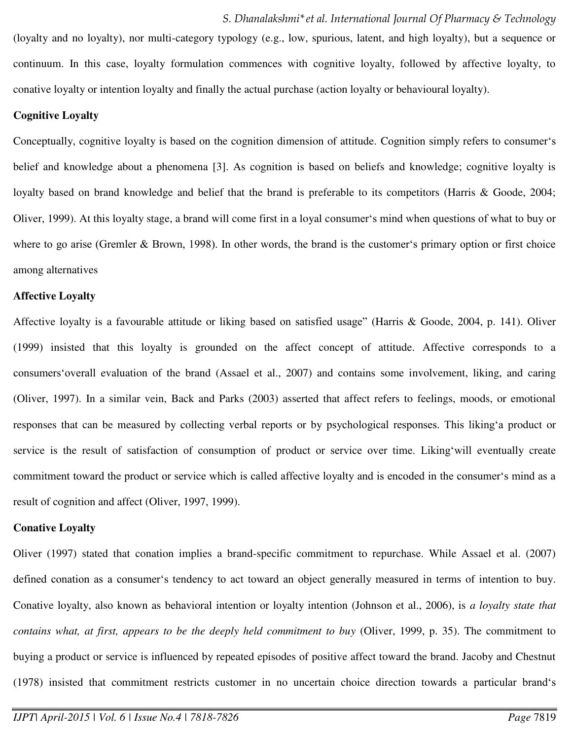(loyalty and no loyalty), nor multi-category typology (e.g., low, spurious, latent, and high loyalty), but a sequence or continuum. In this case, loyalty formulation commences with cognitive loyalty, followed by affective loyalty, to conative loyalty or intention loyalty and finally the actual purchase (action loyalty or behavioural loyalty).

**Cognitive Loyalty**

Conceptually, cognitive loyalty is based on the cognition dimension of attitude. Cognition simply refers to consumer's belief and knowledge about a phenomena [3]. As cognition is based on beliefs and knowledge; cognitive loyalty is loyalty based on brand knowledge and belief that the brand is preferable to its competitors (Harris & Goode, 2004; Oliver, 1999). At this loyalty stage, a brand will come first in a loyal consumer's mind when questions of what to buy or where to go arise (Gremler & Brown, 1998). In other words, the brand is the customer's primary option or first choice among alternatives

**Affective Loyalty**

Affective loyalty is a favourable attitude or liking based on satisfied usage" (Harris & Goode, 2004, p. 141). Oliver (1999) insisted that this loyalty is grounded on the affect concept of attitude. Affective corresponds to a consumers'overall evaluation of the brand (Assael et al., 2007) and contains some involvement, liking, and caring (Oliver, 1997). In a similar vein, Back and Parks (2003) asserted that affect refers to feelings, moods, or emotional responses that can be measured by collecting verbal reports or by psychological responses. This liking'a product or service is the result of satisfaction of consumption of product or service over time. Liking'will eventually create commitment toward the product or service which is called affective loyalty and is encoded in the consumer's mind as a result of cognition and affect (Oliver, 1997, 1999).

**Conative Loyalty**

Oliver (1997) stated that conation implies a brand-specific commitment to repurchase. While Assael et al. (2007) defined conation as a consumer's tendency to act toward an object generally measured in terms of intention to buy. Conative loyalty, also known as behavioral intention or loyalty intention (Johnson et al., 2006), is *a loyalty state that contains what, at first, appears to be the deeply held commitment to buy* (Oliver, 1999, p. 35). The commitment to buying a product or service is influenced by repeated episodes of positive affect toward the brand. Jacoby and Chestnut (1978) insisted that commitment restricts customer in no uncertain choice direction towards a particular brand's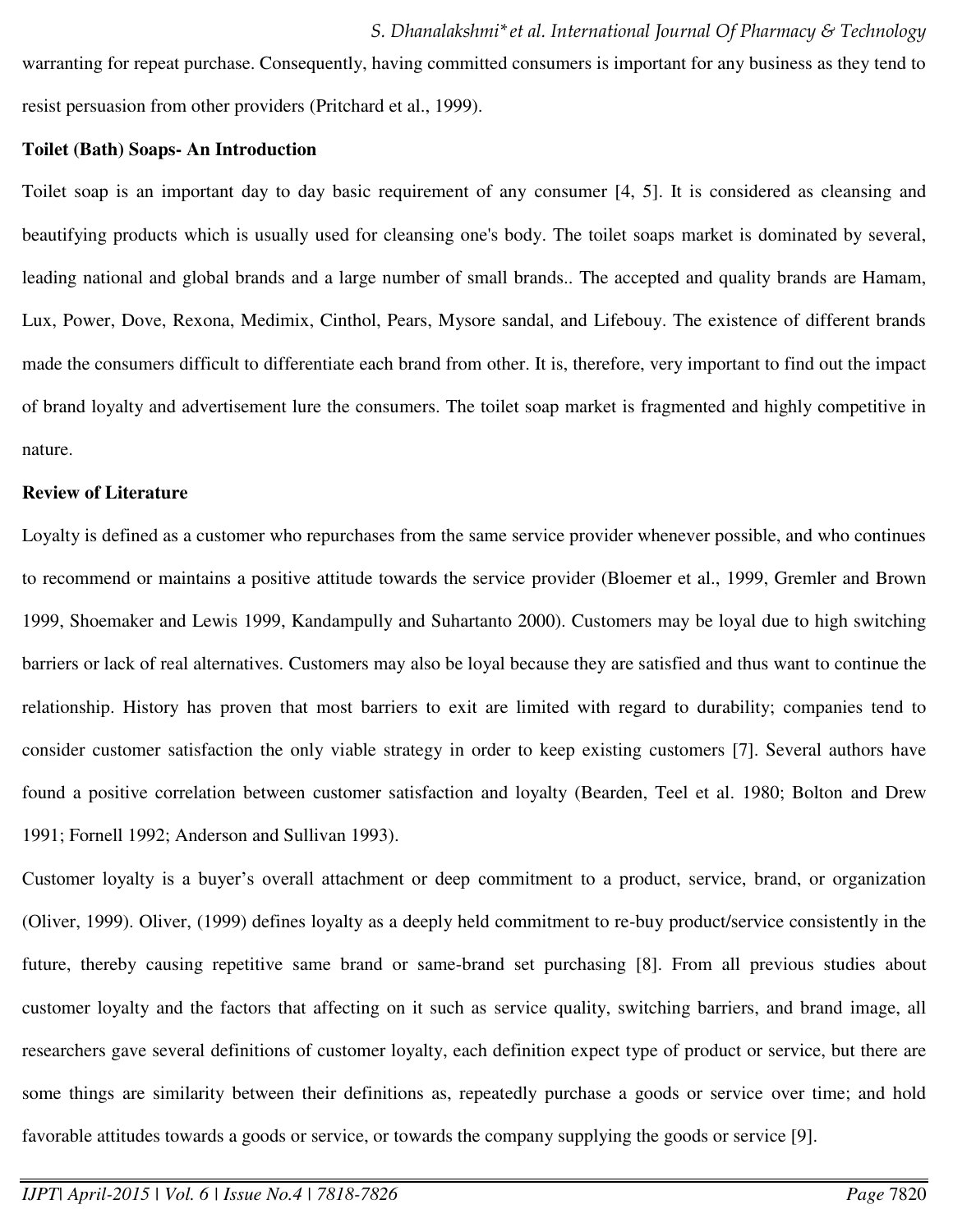warranting for repeat purchase. Consequently, having committed consumers is important for any business as they tend to resist persuasion from other providers (Pritchard et al., 1999).

**Toilet (Bath) Soaps- An Introduction**

Toilet soap is an important day to day basic requirement of any consumer [4, 5]. It is considered as cleansing and beautifying products which is usually used for cleansing one's body. The toilet soaps market is dominated by several, leading national and global brands and a large number of small brands.. The accepted and quality brands are Hamam, Lux, Power, Dove, Rexona, Medimix, Cinthol, Pears, Mysore sandal, and Lifebouy. The existence of different brands made the consumers difficult to differentiate each brand from other. It is, therefore, very important to find out the impact of brand loyalty and advertisement lure the consumers. The toilet soap market is fragmented and highly competitive in nature.

**Review of Literature**

Loyalty is defined as a customer who repurchases from the same service provider whenever possible, and who continues to recommend or maintains a positive attitude towards the service provider (Bloemer et al., 1999, Gremler and Brown 1999, Shoemaker and Lewis 1999, Kandampully and Suhartanto 2000). Customers may be loyal due to high switching barriers or lack of real alternatives. Customers may also be loyal because they are satisfied and thus want to continue the relationship. History has proven that most barriers to exit are limited with regard to durability; companies tend to consider customer satisfaction the only viable strategy in order to keep existing customers [7]. Several authors have found a positive correlation between customer satisfaction and loyalty (Bearden, Teel et al. 1980; Bolton and Drew 1991; Fornell 1992; Anderson and Sullivan 1993).

Customer loyalty is a buyer's overall attachment or deep commitment to a product, service, brand, or organization (Oliver, 1999). Oliver, (1999) defines loyalty as a deeply held commitment to re-buy product/service consistently in the future, thereby causing repetitive same brand or same-brand set purchasing [8]. From all previous studies about customer loyalty and the factors that affecting on it such as service quality, switching barriers, and brand image, all researchers gave several definitions of customer loyalty, each definition expect type of product or service, but there are some things are similarity between their definitions as, repeatedly purchase a goods or service over time; and hold favorable attitudes towards a goods or service, or towards the company supplying the goods or service [9].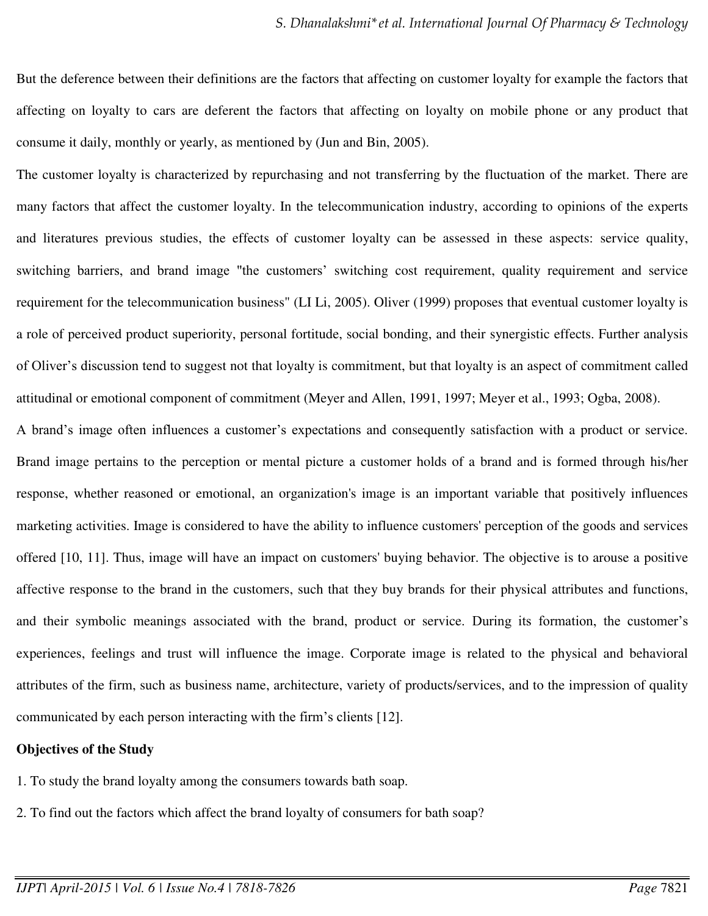But the deference between their definitions are the factors that affecting on customer loyalty for example the factors that affecting on loyalty to cars are deferent the factors that affecting on loyalty on mobile phone or any product that consume it daily, monthly or yearly, as mentioned by (Jun and Bin, 2005).

The customer loyalty is characterized by repurchasing and not transferring by the fluctuation of the market. There are many factors that affect the customer loyalty. In the telecommunication industry, according to opinions of the experts and literatures previous studies, the effects of customer loyalty can be assessed in these aspects: service quality, switching barriers, and brand image "the customers' switching cost requirement, quality requirement and service requirement for the telecommunication business" (LI Li, 2005). Oliver (1999) proposes that eventual customer loyalty is a role of perceived product superiority, personal fortitude, social bonding, and their synergistic effects. Further analysis of Oliver's discussion tend to suggest not that loyalty is commitment, but that loyalty is an aspect of commitment called attitudinal or emotional component of commitment (Meyer and Allen, 1991, 1997; Meyer et al., 1993; Ogba, 2008).

A brand's image often influences a customer's expectations and consequently satisfaction with a product or service. Brand image pertains to the perception or mental picture a customer holds of a brand and is formed through his/her response, whether reasoned or emotional, an organization's image is an important variable that positively influences marketing activities. Image is considered to have the ability to influence customers' perception of the goods and services offered [10, 11]. Thus, image will have an impact on customers' buying behavior. The objective is to arouse a positive affective response to the brand in the customers, such that they buy brands for their physical attributes and functions, and their symbolic meanings associated with the brand, product or service. During its formation, the customer's experiences, feelings and trust will influence the image. Corporate image is related to the physical and behavioral attributes of the firm, such as business name, architecture, variety of products/services, and to the impression of quality communicated by each person interacting with the firm's clients [12].

**Objectives of the Study**

1. To study the brand loyalty among the consumers towards bath soap.
2. To find out the factors which affect the brand loyalty of consumers for bath soap?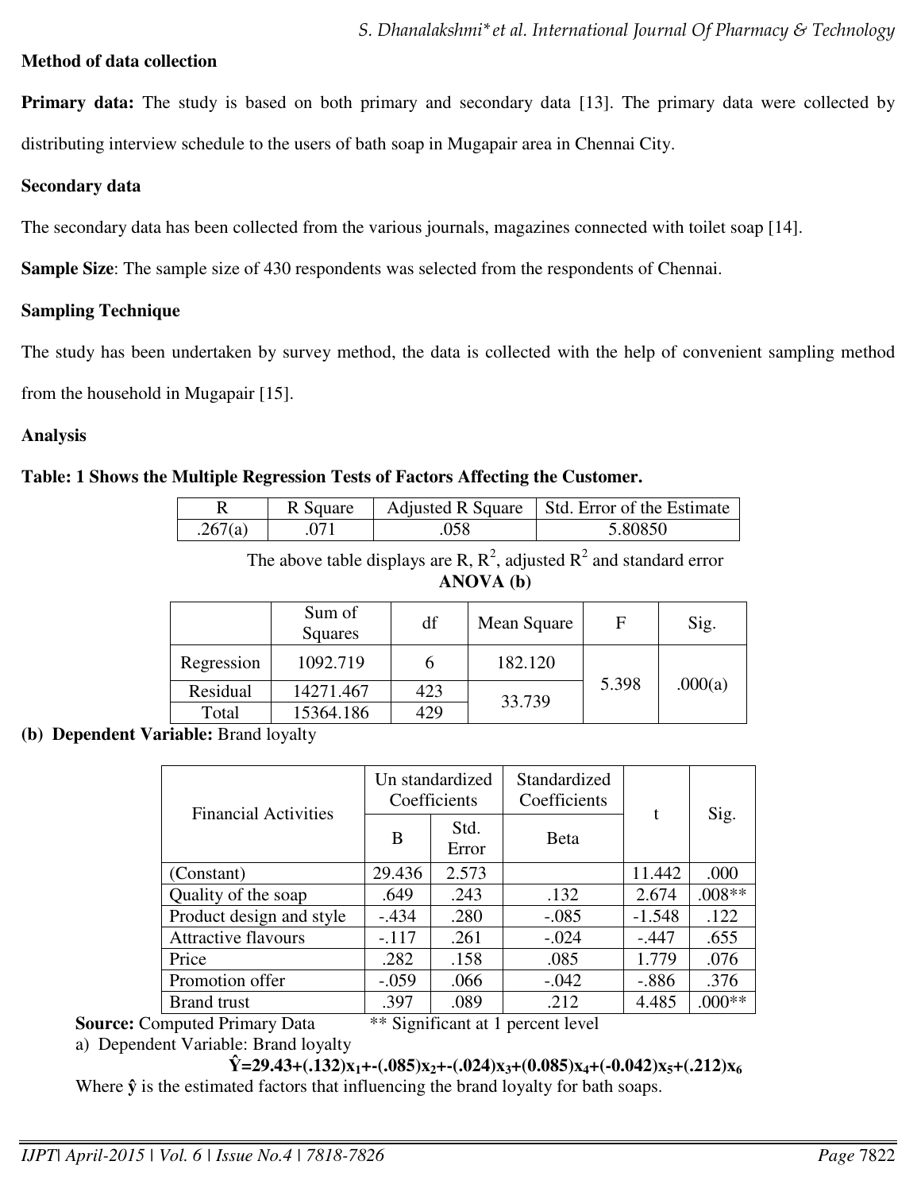**Method of data collection**

**Primary data:** The study is based on both primary and secondary data [13]. The primary data were collected by distributing interview schedule to the users of bath soap in Mugapair area in Chennai City.

**Secondary data**

The secondary data has been collected from the various journals, magazines connected with toilet soap [14].

**Sample Size**: The sample size of 430 respondents was selected from the respondents of Chennai.

**Sampling Technique**

The study has been undertaken by survey method, the data is collected with the help of convenient sampling method from the household in Mugapair [15].

**Analysis**

**Table: 1 Shows the Multiple Regression Tests of Factors Affecting the Customer.**

| R | R Square | Adjusted R Square | Std. Error of the Estimate |
|---|---|---|---|
| .267(a) | .071 | .058 | 5.80850 |

The above table displays are R, $R^2$, adjusted $R^2$ and standard error

**ANOVA (b)**

| | Sum of Squares | df | Mean Square | F | Sig. |
|---|---|---|---|---|---|
| Regression | 1092.719 | 6 | 182.120 | 5.398 | .000(a) |
| Residual | 14271.467 | 423 | 33.739 | | |
| Total | 15364.186 | 429 | | | |

**(b) Dependent Variable:** Brand loyalty

| Financial Activities | Un standardized Coefficients | | Standardized Coefficients | t | Sig. |
|---|---|---|---|---|---|
| | B | Std. Error | Beta | | |
| (Constant) | 29.436 | 2.573 | | 11.442 | .000 |
| Quality of the soap | .649 | .243 | .132 | 2.674 | .008** |
| Product design and style | -.434 | .280 | -.085 | -1.548 | .122 |
| Attractive flavours | -.117 | .261 | -.024 | -.447 | .655 |
| Price | .282 | .158 | .085 | 1.779 | .076 |
| Promotion offer | -.059 | .066 | -.042 | -.886 | .376 |
| Brand trust | .397 | .089 | .212 | 4.485 | .000** |

**Source:** Computed Primary Data ** Significant at 1 percent level

a) Dependent Variable: Brand loyalty

$$\hat{Y}=29.43+(.132)x_1+-(.085)x_2+-(.024)x_3+(0.085)x_4+(-0.042)x_5+(.212)x_6$$

Where $\hat{y}$ is the estimated factors that influencing the brand loyalty for bath soaps.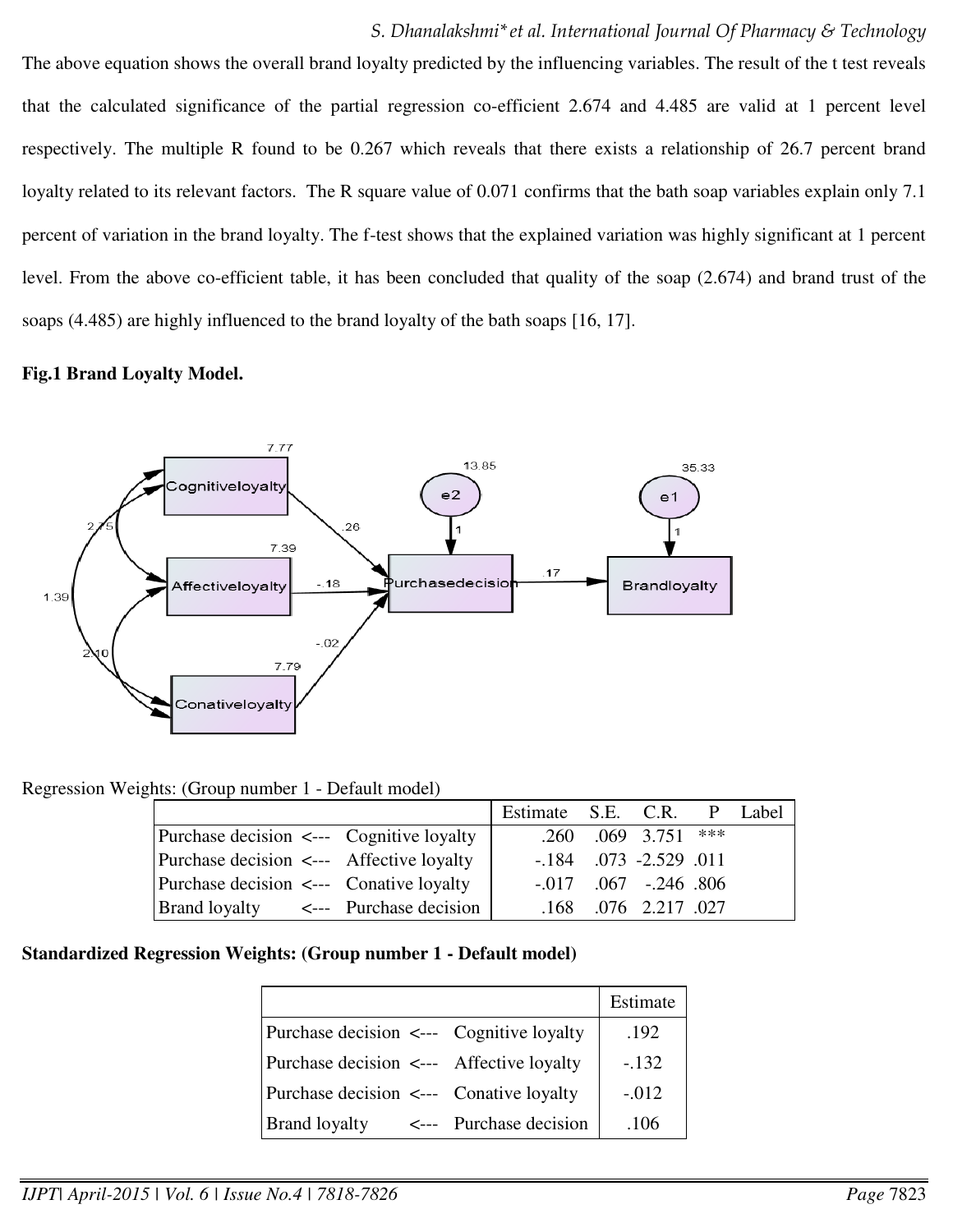The above equation shows the overall brand loyalty predicted by the influencing variables. The result of the t test reveals that the calculated significance of the partial regression co-efficient 2.674 and 4.485 are valid at 1 percent level respectively. The multiple R found to be 0.267 which reveals that there exists a relationship of 26.7 percent brand loyalty related to its relevant factors. The R square value of 0.071 confirms that the bath soap variables explain only 7.1 percent of variation in the brand loyalty. The f-test shows that the explained variation was highly significant at 1 percent level. From the above co-efficient table, it has been concluded that quality of the soap (2.674) and brand trust of the soaps (4.485) are highly influenced to the brand loyalty of the bath soaps [16, 17].

**Fig.1 Brand Loyalty Model.**

Regression Weights: (Group number 1 - Default model)

| | | | Estimate | S.E. | C.R. | P | Label |
|---|---|---|---|---|---|---|---|
| Purchase decision | <--- | Cognitive loyalty | .260 | .069 | 3.751 | *** | |
| Purchase decision | <--- | Affective loyalty | -.184 | .073 | -2.529 | .011 | |
| Purchase decision | <--- | Conative loyalty | -.017 | .067 | -.246 | .806 | |
| Brand loyalty | <--- | Purchase decision | .168 | .076 | 2.217 | .027 | |

**Standardized Regression Weights: (Group number 1 - Default model)**

| | | | Estimate |
|---|---|---|---|
| Purchase decision | <--- | Cognitive loyalty | .192 |
| Purchase decision | <--- | Affective loyalty | -.132 |
| Purchase decision | <--- | Conative loyalty | -.012 |
| Brand loyalty | <--- | Purchase decision | .106 |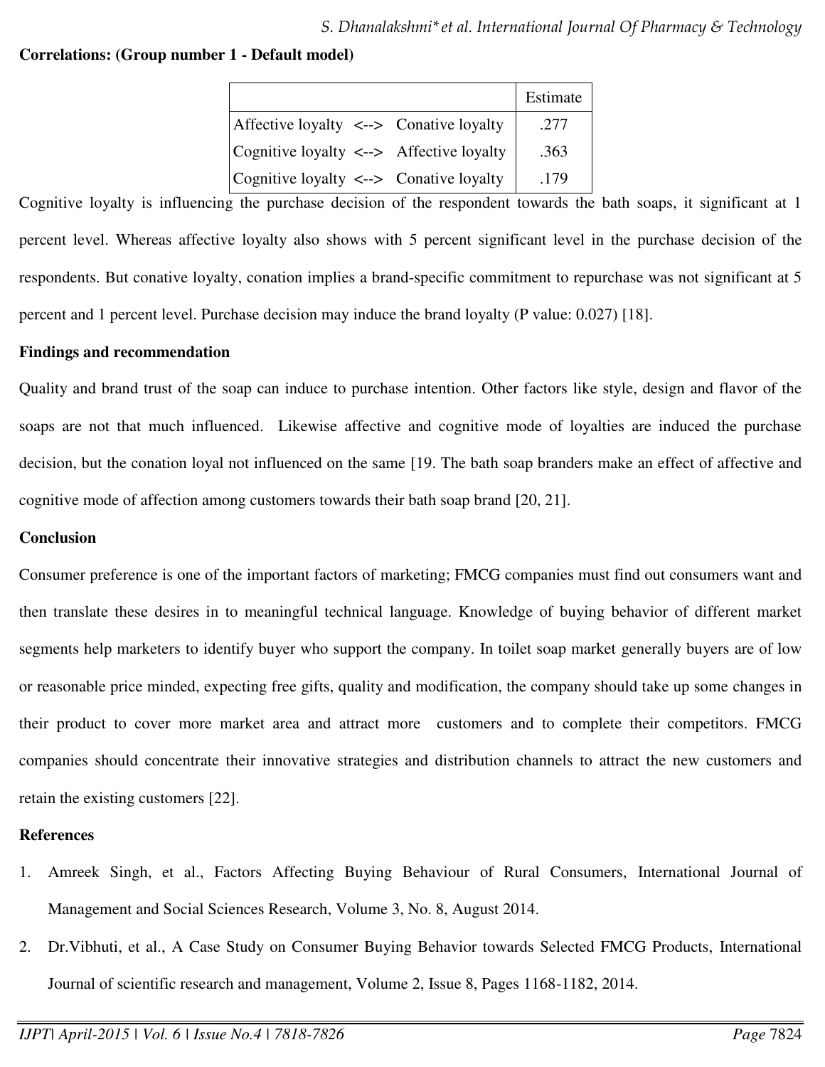**Correlations: (Group number 1 - Default model)**

| | Estimate |
|---|---|
| Affective loyalty <--> Conative loyalty | .277 |
| Cognitive loyalty <--> Affective loyalty | .363 |
| Cognitive loyalty <--> Conative loyalty | .179 |

Cognitive loyalty is influencing the purchase decision of the respondent towards the bath soaps, it significant at 1 percent level. Whereas affective loyalty also shows with 5 percent significant level in the purchase decision of the respondents. But conative loyalty, conation implies a brand-specific commitment to repurchase was not significant at 5 percent and 1 percent level. Purchase decision may induce the brand loyalty (P value: 0.027) [18].

**Findings and recommendation**

Quality and brand trust of the soap can induce to purchase intention. Other factors like style, design and flavor of the soaps are not that much influenced. Likewise affective and cognitive mode of loyalties are induced the purchase decision, but the conation loyal not influenced on the same [19. The bath soap branders make an effect of affective and cognitive mode of affection among customers towards their bath soap brand [20, 21].

**Conclusion**

Consumer preference is one of the important factors of marketing; FMCG companies must find out consumers want and then translate these desires in to meaningful technical language. Knowledge of buying behavior of different market segments help marketers to identify buyer who support the company. In toilet soap market generally buyers are of low or reasonable price minded, expecting free gifts, quality and modification, the company should take up some changes in their product to cover more market area and attract more customers and to complete their competitors. FMCG companies should concentrate their innovative strategies and distribution channels to attract the new customers and retain the existing customers [22].

**References**

1. Amreek Singh, et al., Factors Affecting Buying Behaviour of Rural Consumers, International Journal of Management and Social Sciences Research, Volume 3, No. 8, August 2014.
2. Dr.Vibhuti, et al., A Case Study on Consumer Buying Behavior towards Selected FMCG Products, International Journal of scientific research and management, Volume 2, Issue 8, Pages 1168-1182, 2014.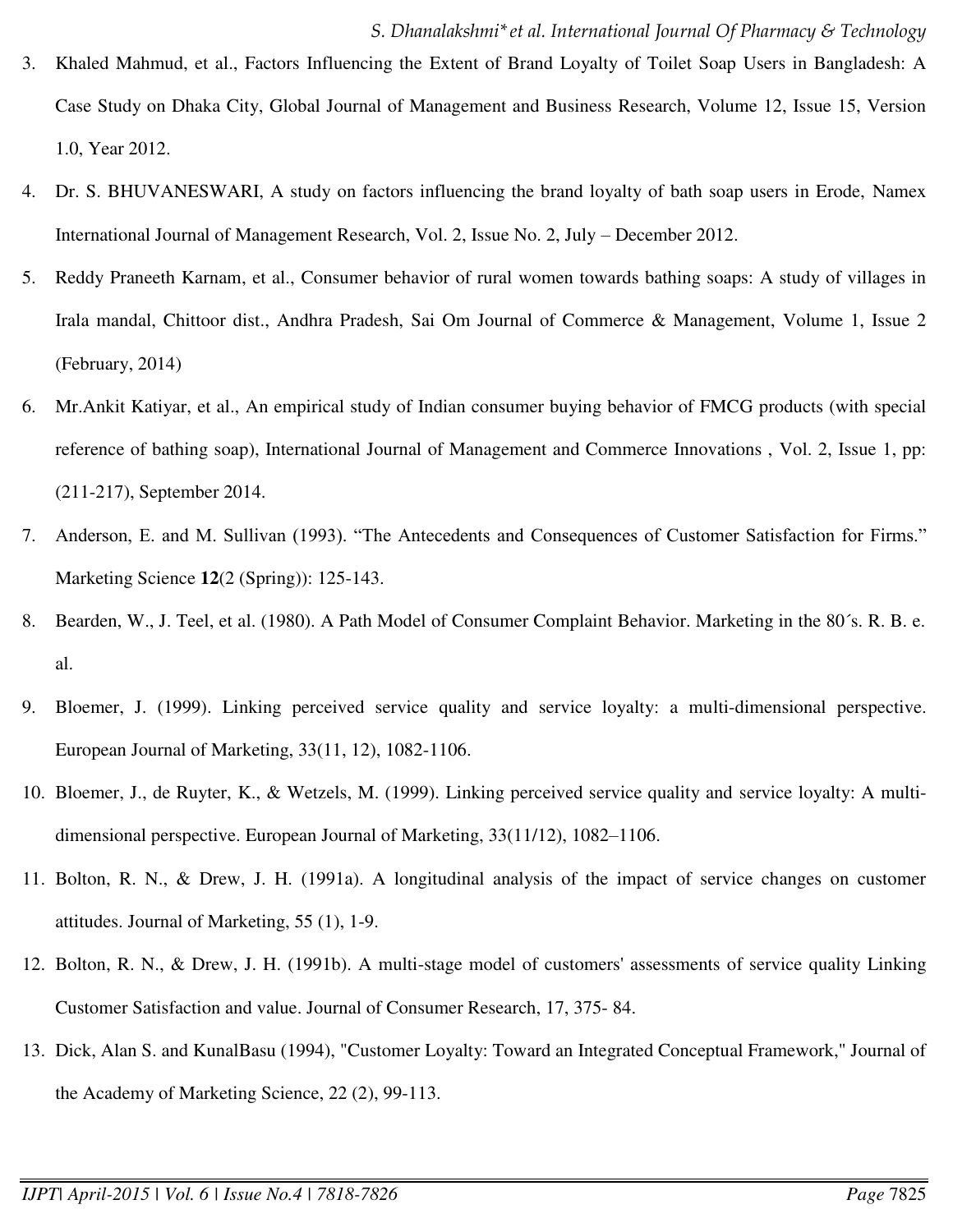3. Khaled Mahmud, et al., Factors Influencing the Extent of Brand Loyalty of Toilet Soap Users in Bangladesh: A Case Study on Dhaka City, Global Journal of Management and Business Research, Volume 12, Issue 15, Version 1.0, Year 2012.
4. Dr. S. BHUVANESWARI, A study on factors influencing the brand loyalty of bath soap users in Erode, Namex International Journal of Management Research, Vol. 2, Issue No. 2, July – December 2012.
5. Reddy Praneeth Karnam, et al., Consumer behavior of rural women towards bathing soaps: A study of villages in Irala mandal, Chittoor dist., Andhra Pradesh, Sai Om Journal of Commerce & Management, Volume 1, Issue 2 (February, 2014)
6. Mr.Ankit Katiyar, et al., An empirical study of Indian consumer buying behavior of FMCG products (with special reference of bathing soap), International Journal of Management and Commerce Innovations , Vol. 2, Issue 1, pp: (211-217), September 2014.
7. Anderson, E. and M. Sullivan (1993). "The Antecedents and Consequences of Customer Satisfaction for Firms." Marketing Science **12**(2 (Spring)): 125-143.
8. Bearden, W., J. Teel, et al. (1980). A Path Model of Consumer Complaint Behavior. Marketing in the 80´s. R. B. e. al.
9. Bloemer, J. (1999). Linking perceived service quality and service loyalty: a multi-dimensional perspective. European Journal of Marketing, 33(11, 12), 1082-1106.
10. Bloemer, J., de Ruyter, K., & Wetzels, M. (1999). Linking perceived service quality and service loyalty: A multi-dimensional perspective. European Journal of Marketing, 33(11/12), 1082–1106.
11. Bolton, R. N., & Drew, J. H. (1991a). A longitudinal analysis of the impact of service changes on customer attitudes. Journal of Marketing, 55 (1), 1-9.
12. Bolton, R. N., & Drew, J. H. (1991b). A multi-stage model of customers' assessments of service quality Linking Customer Satisfaction and value. Journal of Consumer Research, 17, 375- 84.
13. Dick, Alan S. and KunalBasu (1994), "Customer Loyalty: Toward an Integrated Conceptual Framework," Journal of the Academy of Marketing Science, 22 (2), 99-113.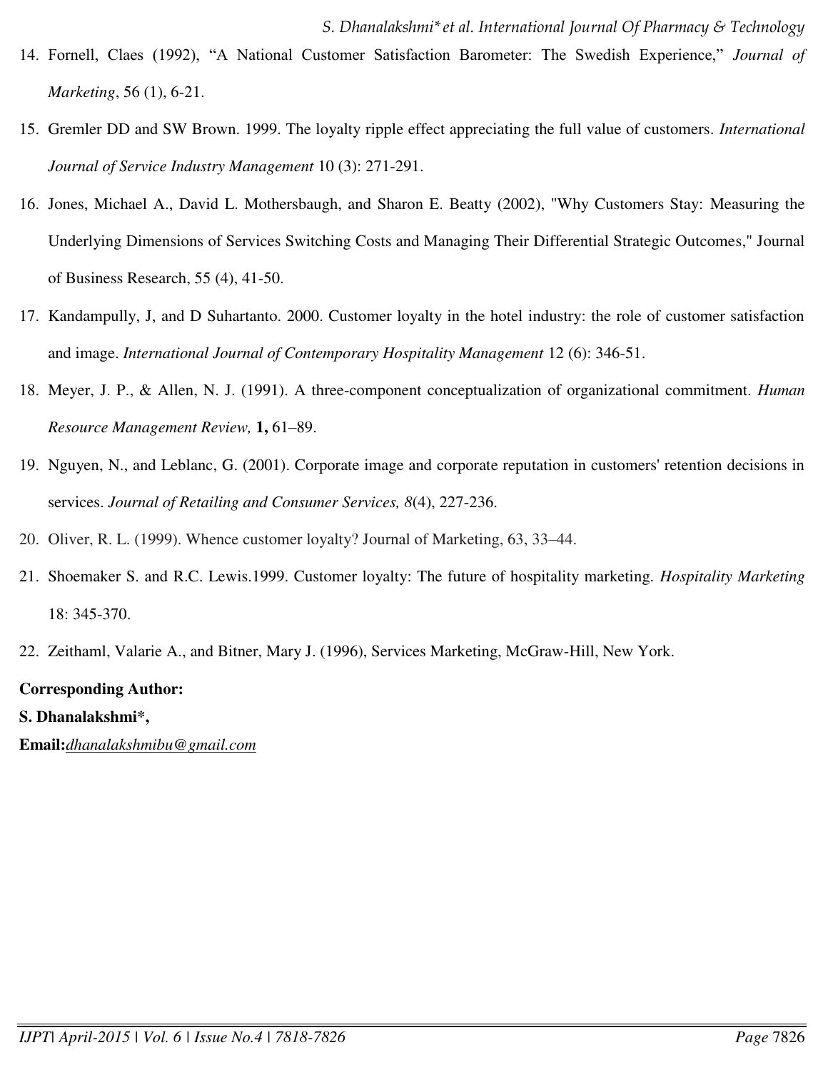14. Fornell, Claes (1992), “A National Customer Satisfaction Barometer: The Swedish Experience,” *Journal of Marketing*, 56 (1), 6-21.
15. Gremler DD and SW Brown. 1999. The loyalty ripple effect appreciating the full value of customers. *International Journal of Service Industry Management* 10 (3): 271-291.
16. Jones, Michael A., David L. Mothersbaugh, and Sharon E. Beatty (2002), "Why Customers Stay: Measuring the Underlying Dimensions of Services Switching Costs and Managing Their Differential Strategic Outcomes," Journal of Business Research, 55 (4), 41-50.
17. Kandampully, J, and D Suhartanto. 2000. Customer loyalty in the hotel industry: the role of customer satisfaction and image. *International Journal of Contemporary Hospitality Management* 12 (6): 346-51.
18. Meyer, J. P., & Allen, N. J. (1991). A three-component conceptualization of organizational commitment. *Human Resource Management Review,* **1,** 61–89.
19. Nguyen, N., and Leblanc, G. (2001). Corporate image and corporate reputation in customers' retention decisions in services. *Journal of Retailing and Consumer Services, 8*(4), 227-236.
20. Oliver, R. L. (1999). Whence customer loyalty? Journal of Marketing, 63, 33–44.
21. Shoemaker S. and R.C. Lewis.1999. Customer loyalty: The future of hospitality marketing. *Hospitality Marketing* 18: 345-370.
22. Zeithaml, Valarie A., and Bitner, Mary J. (1996), Services Marketing, McGraw-Hill, New York.

**Corresponding Author:**

**S. Dhanalakshmi*,**

**Email:***dhanalakshmibu@gmail.com*